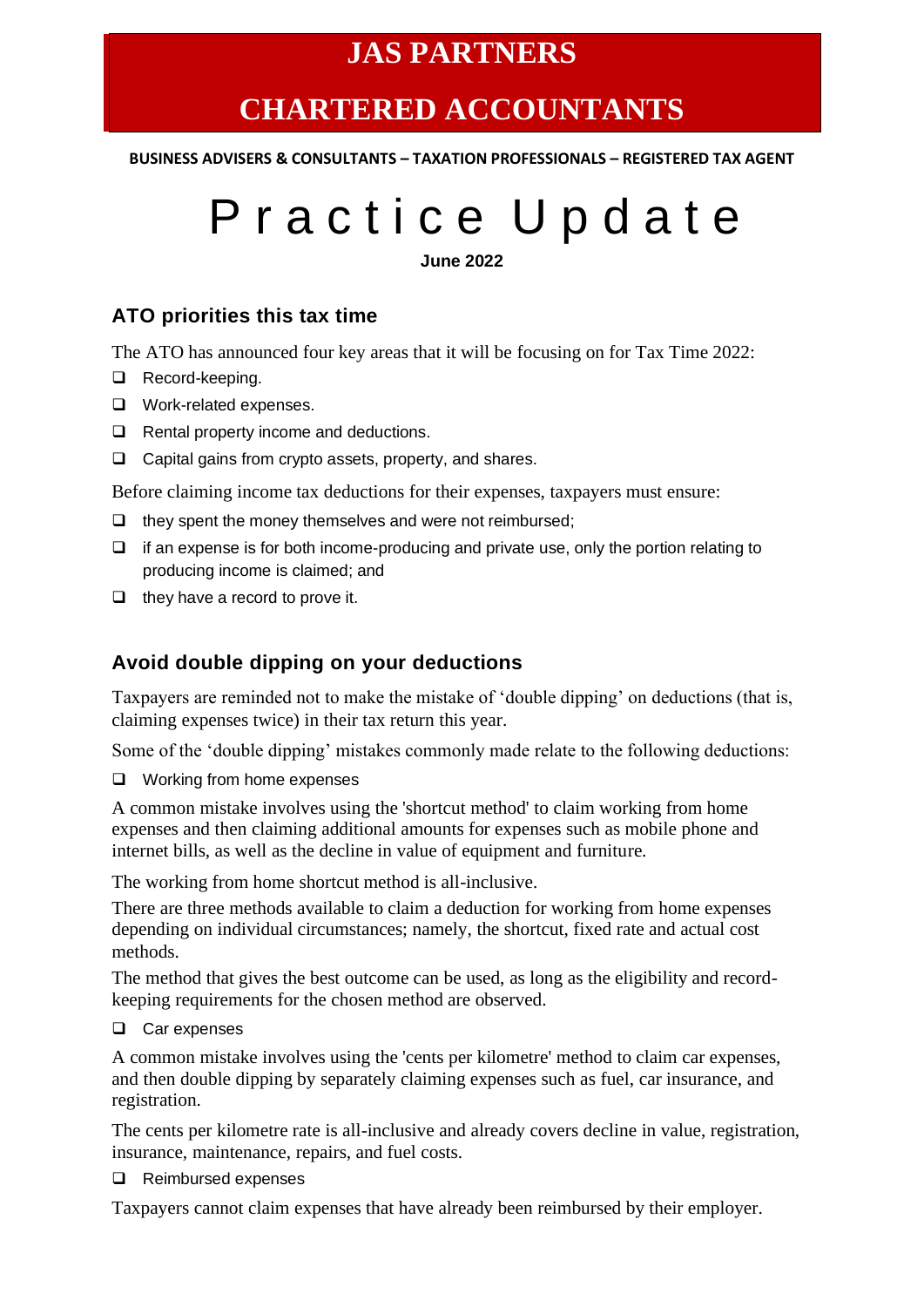# JAS PARTNERS

# CHARTERED ACCOUNTANTS

**BUSINESS ADVISERS & CONSULTANTS – TAXATION PROFESSIONALS – REGISTERED TAX AGENT**

# Practice Update

**June 2022**

## ATO priorities this tax time

The ATO has announced four key areas that it will be focusing on for Tax Time 2022:

- Record-keeping.
- Work-related expenses.
- Rental property income and deductions.
- Capital gains from crypto assets, property, and shares.

Before claiming income tax deductions for their expenses, taxpayers must ensure:

- they spent the money themselves and were not reimbursed;
- if an expense is for both income-producing and private use, only the portion relating to producing income is claimed; and
- they have a record to prove it.

## Avoid double dipping on your deductions

Taxpayers are reminded not to make the mistake of 'double dipping' on deductions (that is, claiming expenses twice) in their tax return this year.

Some of the 'double dipping' mistakes commonly made relate to the following deductions:

- Working from home expenses

A common mistake involves using the 'shortcut method' to claim working from home expenses and then claiming additional amounts for expenses such as mobile phone and internet bills, as well as the decline in value of equipment and furniture.

The working from home shortcut method is all-inclusive.

There are three methods available to claim a deduction for working from home expenses depending on individual circumstances; namely, the shortcut, fixed rate and actual cost methods.

The method that gives the best outcome can be used, as long as the eligibility and record-keeping requirements for the chosen method are observed.

- Car expenses

A common mistake involves using the 'cents per kilometre' method to claim car expenses, and then double dipping by separately claiming expenses such as fuel, car insurance, and registration.

The cents per kilometre rate is all-inclusive and already covers decline in value, registration, insurance, maintenance, repairs, and fuel costs.

- Reimbursed expenses

Taxpayers cannot claim expenses that have already been reimbursed by their employer.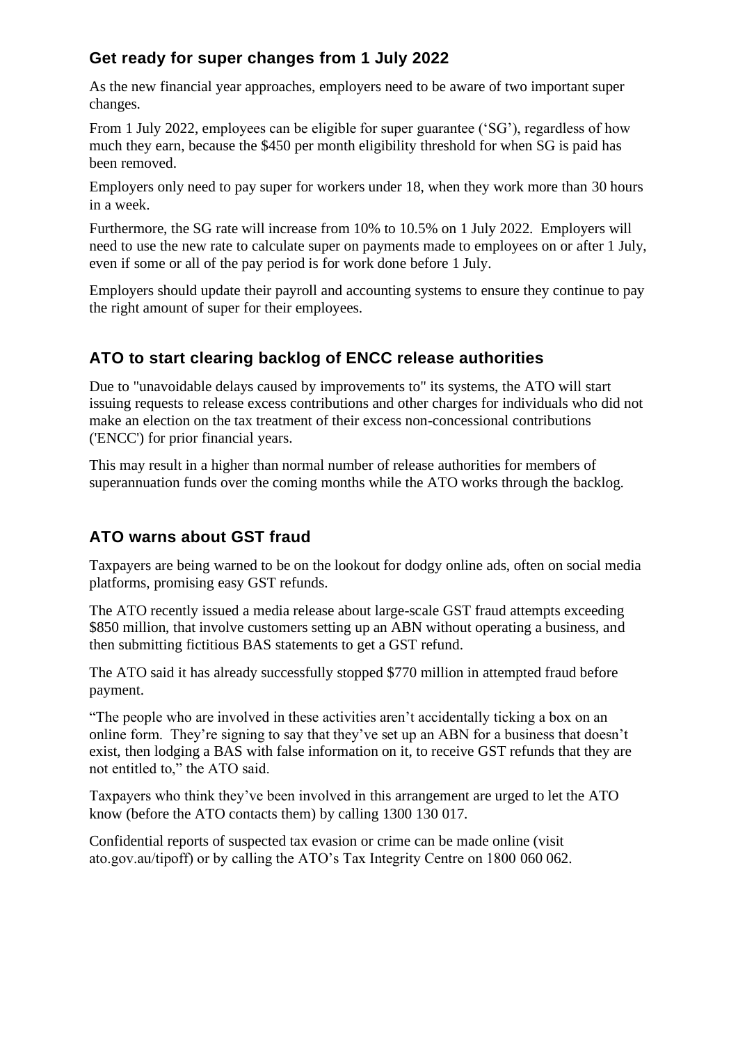## Get ready for super changes from 1 July 2022

As the new financial year approaches, employers need to be aware of two important super changes.

From 1 July 2022, employees can be eligible for super guarantee ('SG'), regardless of how much they earn, because the $450 per month eligibility threshold for when SG is paid has been removed.

Employers only need to pay super for workers under 18, when they work more than 30 hours in a week.

Furthermore, the SG rate will increase from 10% to 10.5% on 1 July 2022. Employers will need to use the new rate to calculate super on payments made to employees on or after 1 July, even if some or all of the pay period is for work done before 1 July.

Employers should update their payroll and accounting systems to ensure they continue to pay the right amount of super for their employees.

## ATO to start clearing backlog of ENCC release authorities

Due to "unavoidable delays caused by improvements to" its systems, the ATO will start issuing requests to release excess contributions and other charges for individuals who did not make an election on the tax treatment of their excess non-concessional contributions ('ENCC') for prior financial years.

This may result in a higher than normal number of release authorities for members of superannuation funds over the coming months while the ATO works through the backlog.

## ATO warns about GST fraud

Taxpayers are being warned to be on the lookout for dodgy online ads, often on social media platforms, promising easy GST refunds.

The ATO recently issued a media release about large-scale GST fraud attempts exceeding $850 million, that involve customers setting up an ABN without operating a business, and then submitting fictitious BAS statements to get a GST refund.

The ATO said it has already successfully stopped $770 million in attempted fraud before payment.

"The people who are involved in these activities aren't accidentally ticking a box on an online form. They're signing to say that they've set up an ABN for a business that doesn't exist, then lodging a BAS with false information on it, to receive GST refunds that they are not entitled to," the ATO said.

Taxpayers who think they've been involved in this arrangement are urged to let the ATO know (before the ATO contacts them) by calling 1300 130 017.

Confidential reports of suspected tax evasion or crime can be made online (visit ato.gov.au/tipoff) or by calling the ATO's Tax Integrity Centre on 1800 060 062.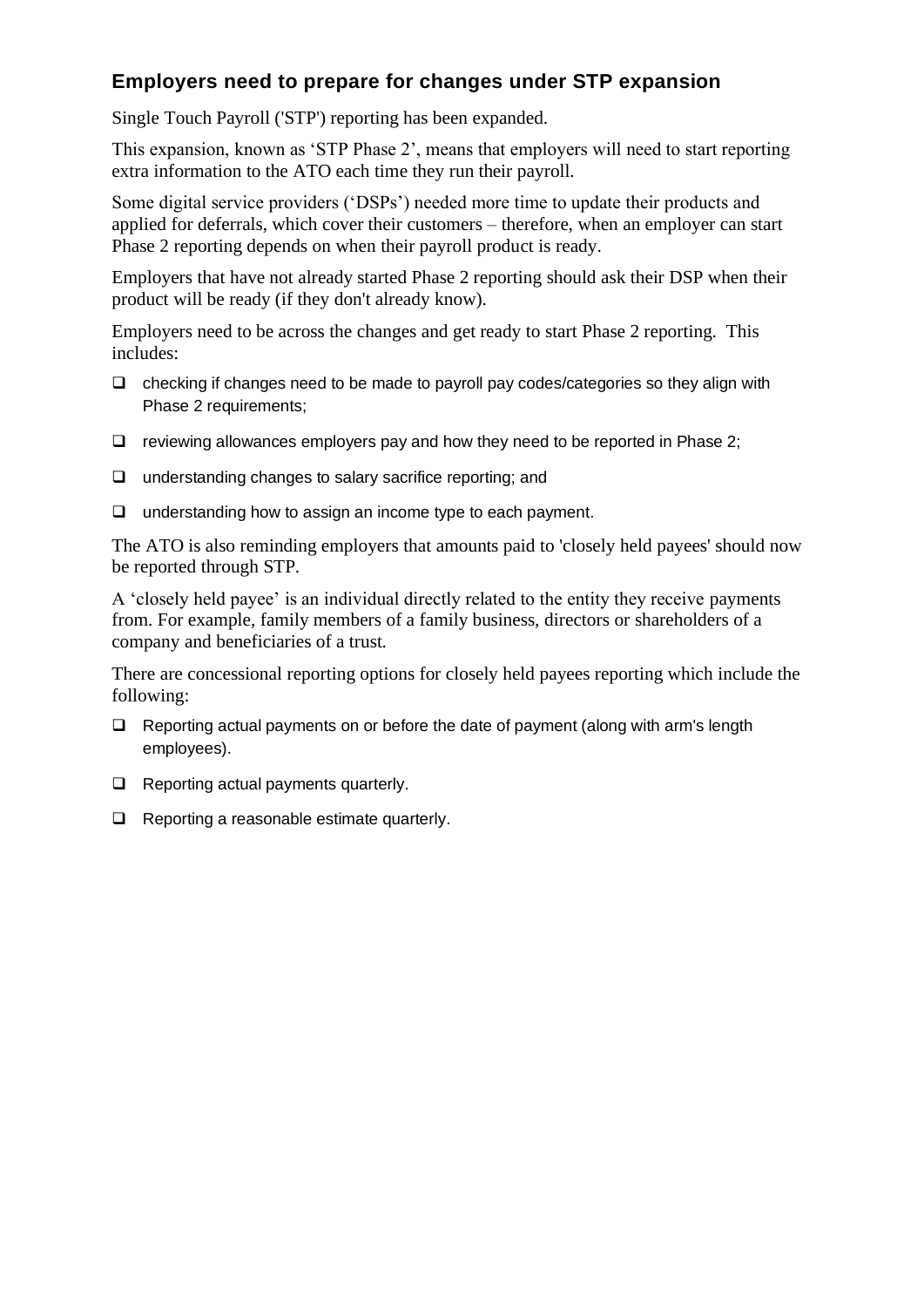## Employers need to prepare for changes under STP expansion

Single Touch Payroll ('STP') reporting has been expanded.

This expansion, known as 'STP Phase 2', means that employers will need to start reporting extra information to the ATO each time they run their payroll.

Some digital service providers ('DSPs') needed more time to update their products and applied for deferrals, which cover their customers – therefore, when an employer can start Phase 2 reporting depends on when their payroll product is ready.

Employers that have not already started Phase 2 reporting should ask their DSP when their product will be ready (if they don't already know).

Employers need to be across the changes and get ready to start Phase 2 reporting. This includes:

- checking if changes need to be made to payroll pay codes/categories so they align with Phase 2 requirements;
- reviewing allowances employers pay and how they need to be reported in Phase 2;
- understanding changes to salary sacrifice reporting; and
- understanding how to assign an income type to each payment.

The ATO is also reminding employers that amounts paid to 'closely held payees' should now be reported through STP.

A 'closely held payee' is an individual directly related to the entity they receive payments from. For example, family members of a family business, directors or shareholders of a company and beneficiaries of a trust.

There are concessional reporting options for closely held payees reporting which include the following:

- Reporting actual payments on or before the date of payment (along with arm's length employees).
- Reporting actual payments quarterly.
- Reporting a reasonable estimate quarterly.